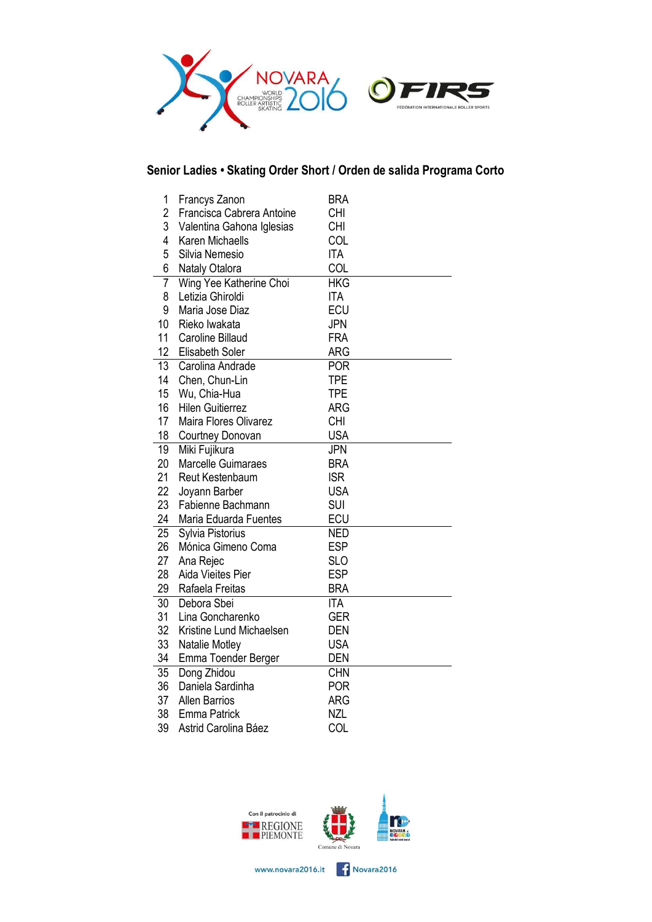## Senior Ladies • Skating Order Short / Orden de salida Programa Corto

| # | Name | Nation |
|---|---|---|
| 1 | Francys Zanon | BRA |
| 2 | Francisca Cabrera Antoine | CHI |
| 3 | Valentina Gahona Iglesias | CHI |
| 4 | Karen Michaells | COL |
| 5 | Silvia Nemesio | ITA |
| 6 | Nataly Otalora | COL |
| 7 | Wing Yee Katherine Choi | HKG |
| 8 | Letizia Ghiroldi | ITA |
| 9 | Maria Jose Diaz | ECU |
| 10 | Rieko Iwakata | JPN |
| 11 | Caroline Billaud | FRA |
| 12 | Elisabeth Soler | ARG |
| 13 | Carolina Andrade | POR |
| 14 | Chen, Chun-Lin | TPE |
| 15 | Wu, Chia-Hua | TPE |
| 16 | Hilen Guitierrez | ARG |
| 17 | Maira Flores Olivarez | CHI |
| 18 | Courtney Donovan | USA |
| 19 | Miki Fujikura | JPN |
| 20 | Marcelle Guimaraes | BRA |
| 21 | Reut Kestenbaum | ISR |
| 22 | Joyann Barber | USA |
| 23 | Fabienne Bachmann | SUI |
| 24 | Maria Eduarda Fuentes | ECU |
| 25 | Sylvia Pistorius | NED |
| 26 | Mónica Gimeno Coma | ESP |
| 27 | Ana Rejec | SLO |
| 28 | Aida Vieites Pier | ESP |
| 29 | Rafaela Freitas | BRA |
| 30 | Debora Sbei | ITA |
| 31 | Lina Goncharenko | GER |
| 32 | Kristine Lund Michaelsen | DEN |
| 33 | Natalie Motley | USA |
| 34 | Emma Toender Berger | DEN |
| 35 | Dong Zhidou | CHN |
| 36 | Daniela Sardinha | POR |
| 37 | Allen Barrios | ARG |
| 38 | Emma Patrick | NZL |
| 39 | Astrid Carolina Báez | COL |

Con il patrocinio di REGIONE PIEMONTE · Comune di Novara

www.novara2016.it  Novara2016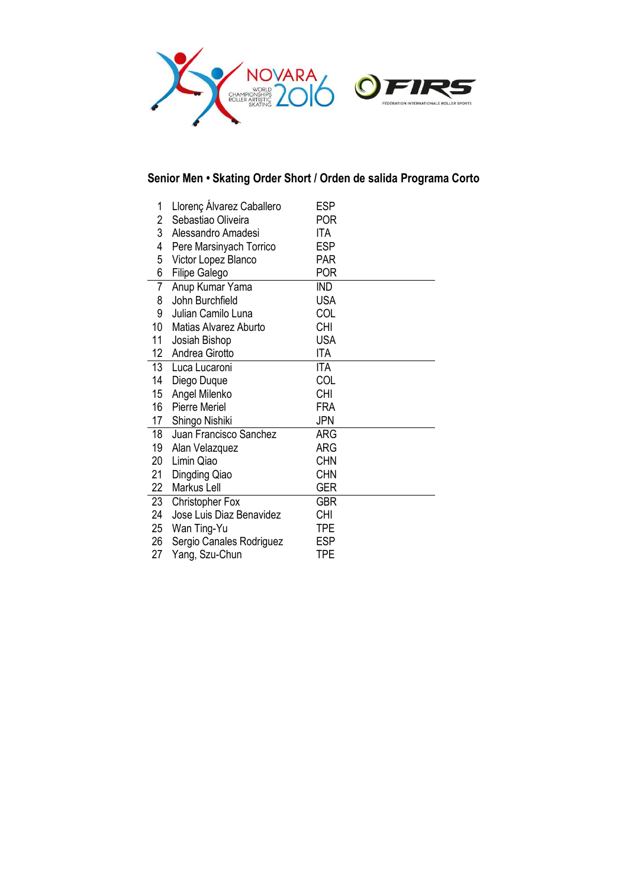NOVARA 2016 WORLD CHAMPIONSHIPS ROLLER ARTISTIC SKATING

FIRS FÉDÉRATION INTERNATIONALE ROLLER SPORTS

## Senior Men • Skating Order Short / Orden de salida Programa Corto

| | | |
|---|---|---|
| 1 | Llorenç Álvarez Caballero | ESP |
| 2 | Sebastiao Oliveira | POR |
| 3 | Alessandro Amadesi | ITA |
| 4 | Pere Marsinyach Torrico | ESP |
| 5 | Victor Lopez Blanco | PAR |
| 6 | Filipe Galego | POR |
| 7 | Anup Kumar Yama | IND |
| 8 | John Burchfield | USA |
| 9 | Julian Camilo Luna | COL |
| 10 | Matias Alvarez Aburto | CHI |
| 11 | Josiah Bishop | USA |
| 12 | Andrea Girotto | ITA |
| 13 | Luca Lucaroni | ITA |
| 14 | Diego Duque | COL |
| 15 | Angel Milenko | CHI |
| 16 | Pierre Meriel | FRA |
| 17 | Shingo Nishiki | JPN |
| 18 | Juan Francisco Sanchez | ARG |
| 19 | Alan Velazquez | ARG |
| 20 | Limin Qiao | CHN |
| 21 | Dingding Qiao | CHN |
| 22 | Markus Lell | GER |
| 23 | Christopher Fox | GBR |
| 24 | Jose Luis Diaz Benavidez | CHI |
| 25 | Wan Ting-Yu | TPE |
| 26 | Sergio Canales Rodriguez | ESP |
| 27 | Yang, Szu-Chun | TPE |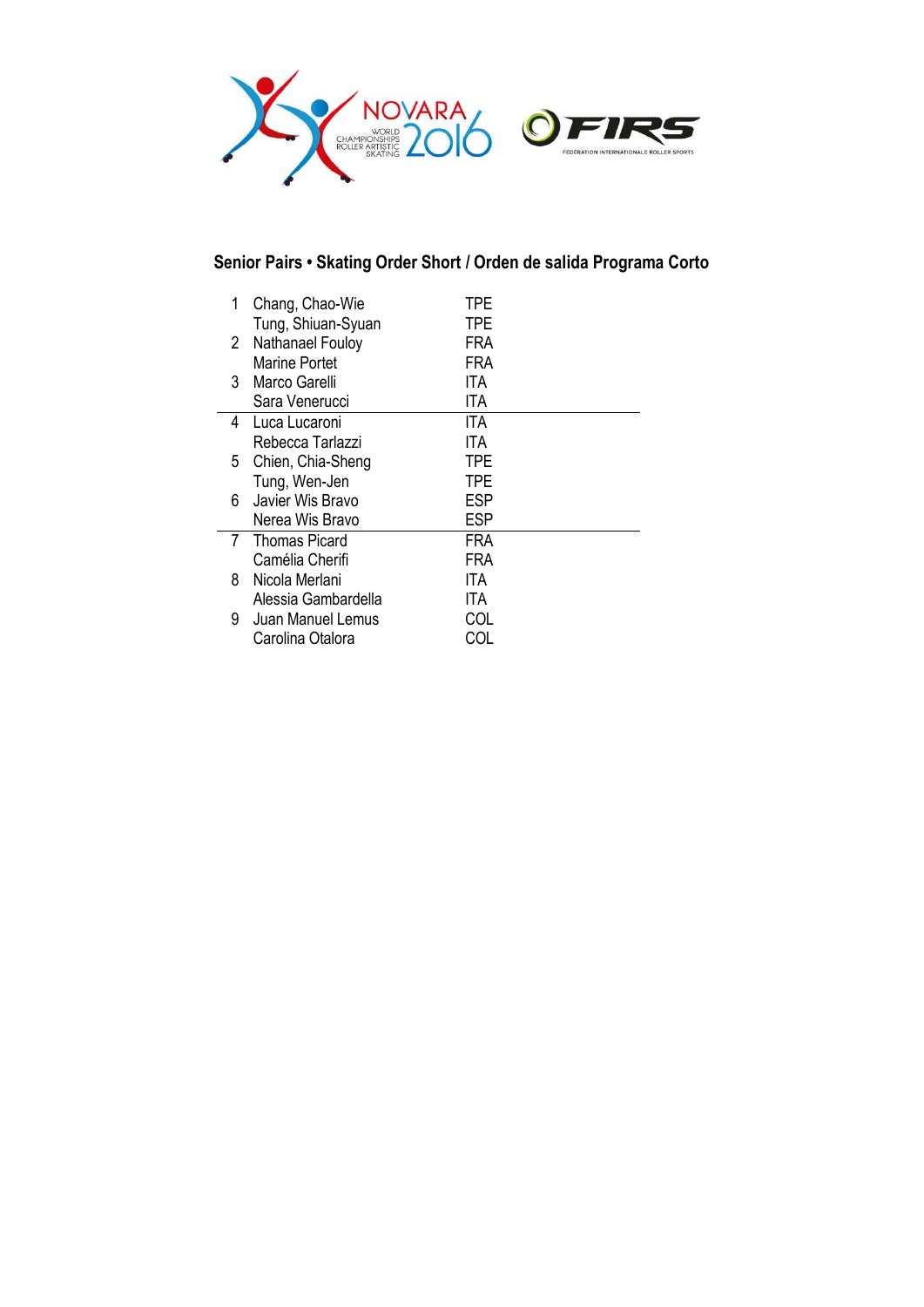## Senior Pairs • Skating Order Short / Orden de salida Programa Corto

| | | |
|---|---|---|
| 1 | Chang, Chao-Wie | TPE |
| | Tung, Shiuan-Syuan | TPE |
| 2 | Nathanael Fouloy | FRA |
| | Marine Portet | FRA |
| 3 | Marco Garelli | ITA |
| | Sara Venerucci | ITA |
| 4 | Luca Lucaroni | ITA |
| | Rebecca Tarlazzi | ITA |
| 5 | Chien, Chia-Sheng | TPE |
| | Tung, Wen-Jen | TPE |
| 6 | Javier Wis Bravo | ESP |
| | Nerea Wis Bravo | ESP |
| 7 | Thomas Picard | FRA |
| | Camélia Cherifi | FRA |
| 8 | Nicola Merlani | ITA |
| | Alessia Gambardella | ITA |
| 9 | Juan Manuel Lemus | COL |
| | Carolina Otalora | COL |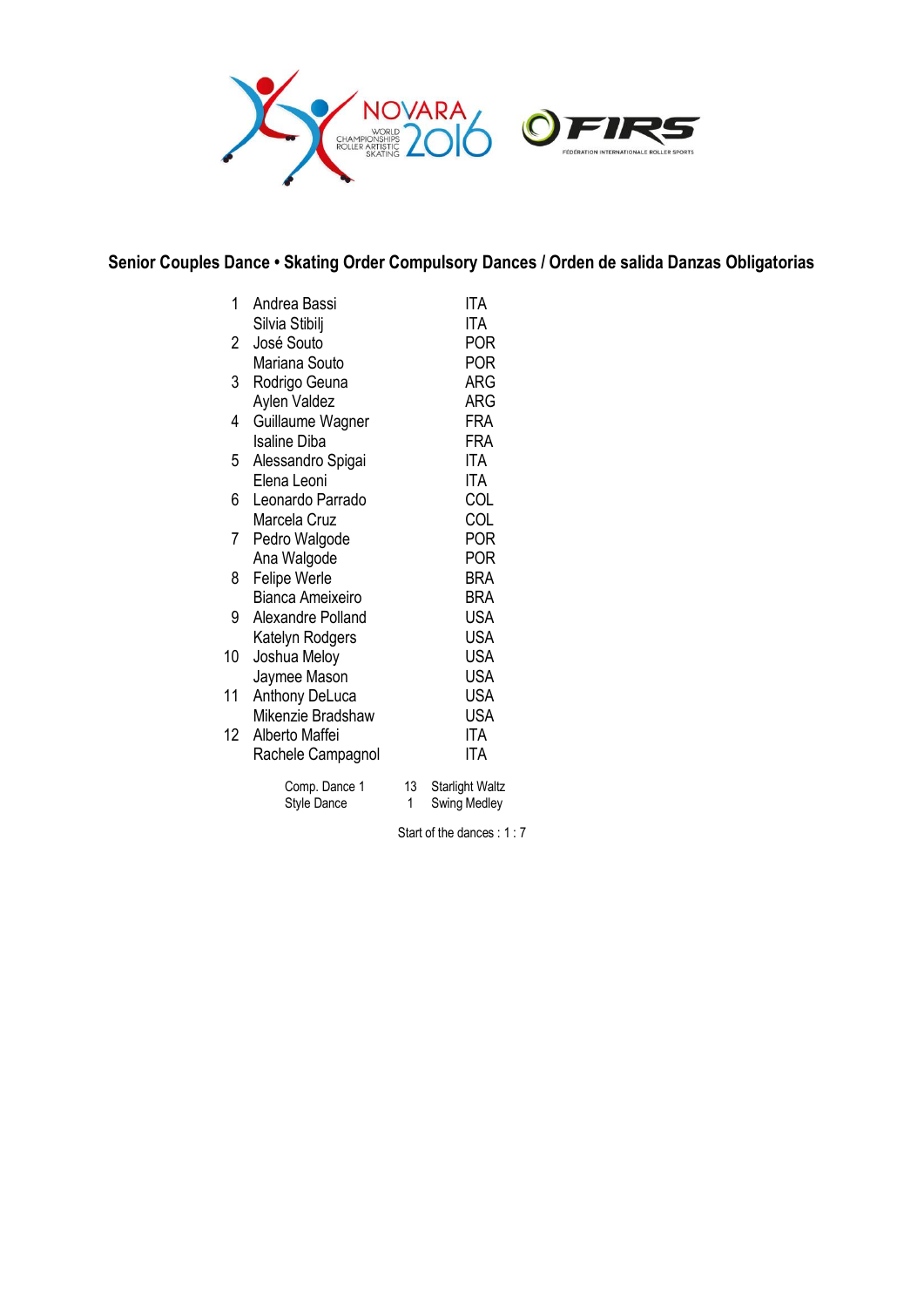NOVARA WORLD CHAMPIONSHIPS ROLLER ARTISTIC SKATING 2016

FIRS FÉDÉRATION INTERNATIONALE ROLLER SPORTS

## Senior Couples Dance • Skating Order Compulsory Dances / Orden de salida Danzas Obligatorias

| # | Name | Country |
|---|---|---|
| 1 | Andrea Bassi | ITA |
| | Silvia Stibilj | ITA |
| 2 | José Souto | POR |
| | Mariana Souto | POR |
| 3 | Rodrigo Geuna | ARG |
| | Aylen Valdez | ARG |
| 4 | Guillaume Wagner | FRA |
| | Isaline Diba | FRA |
| 5 | Alessandro Spigai | ITA |
| | Elena Leoni | ITA |
| 6 | Leonardo Parrado | COL |
| | Marcela Cruz | COL |
| 7 | Pedro Walgode | POR |
| | Ana Walgode | POR |
| 8 | Felipe Werle | BRA |
| | Bianca Ameixeiro | BRA |
| 9 | Alexandre Polland | USA |
| | Katelyn Rodgers | USA |
| 10 | Joshua Meloy | USA |
| | Jaymee Mason | USA |
| 11 | Anthony DeLuca | USA |
| | Mikenzie Bradshaw | USA |
| 12 | Alberto Maffei | ITA |
| | Rachele Campagnol | ITA |

| | | |
|---|---|---|
| Comp. Dance 1 | 13 | Starlight Waltz |
| Style Dance | 1 | Swing Medley |

Start of the dances : 1 : 7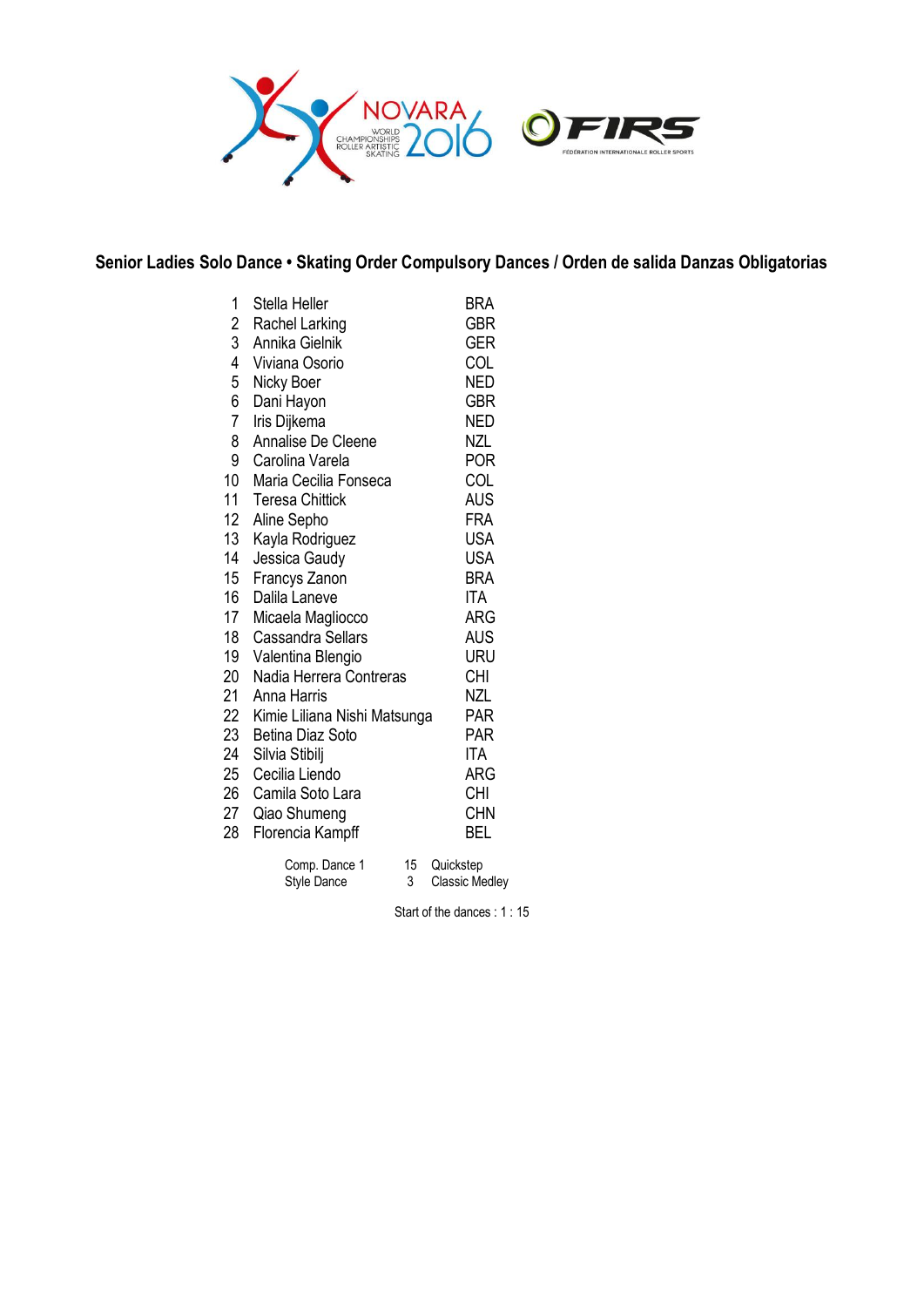## Senior Ladies Solo Dance • Skating Order Compulsory Dances / Orden de salida Danzas Obligatorias

| | | |
|---|---|---|
| 1 | Stella Heller | BRA |
| 2 | Rachel Larking | GBR |
| 3 | Annika Gielnik | GER |
| 4 | Viviana Osorio | COL |
| 5 | Nicky Boer | NED |
| 6 | Dani Hayon | GBR |
| 7 | Iris Dijkema | NED |
| 8 | Annalise De Cleene | NZL |
| 9 | Carolina Varela | POR |
| 10 | Maria Cecilia Fonseca | COL |
| 11 | Teresa Chittick | AUS |
| 12 | Aline Sepho | FRA |
| 13 | Kayla Rodriguez | USA |
| 14 | Jessica Gaudy | USA |
| 15 | Francys Zanon | BRA |
| 16 | Dalila Laneve | ITA |
| 17 | Micaela Magliocco | ARG |
| 18 | Cassandra Sellars | AUS |
| 19 | Valentina Blengio | URU |
| 20 | Nadia Herrera Contreras | CHI |
| 21 | Anna Harris | NZL |
| 22 | Kimie Liliana Nishi Matsunga | PAR |
| 23 | Betina Diaz Soto | PAR |
| 24 | Silvia Stibilj | ITA |
| 25 | Cecilia Liendo | ARG |
| 26 | Camila Soto Lara | CHI |
| 27 | Qiao Shumeng | CHN |
| 28 | Florencia Kampff | BEL |

| | | |
|---|---|---|
| Comp. Dance 1 | 15 | Quickstep |
| Style Dance | 3 | Classic Medley |

Start of the dances : 1 : 15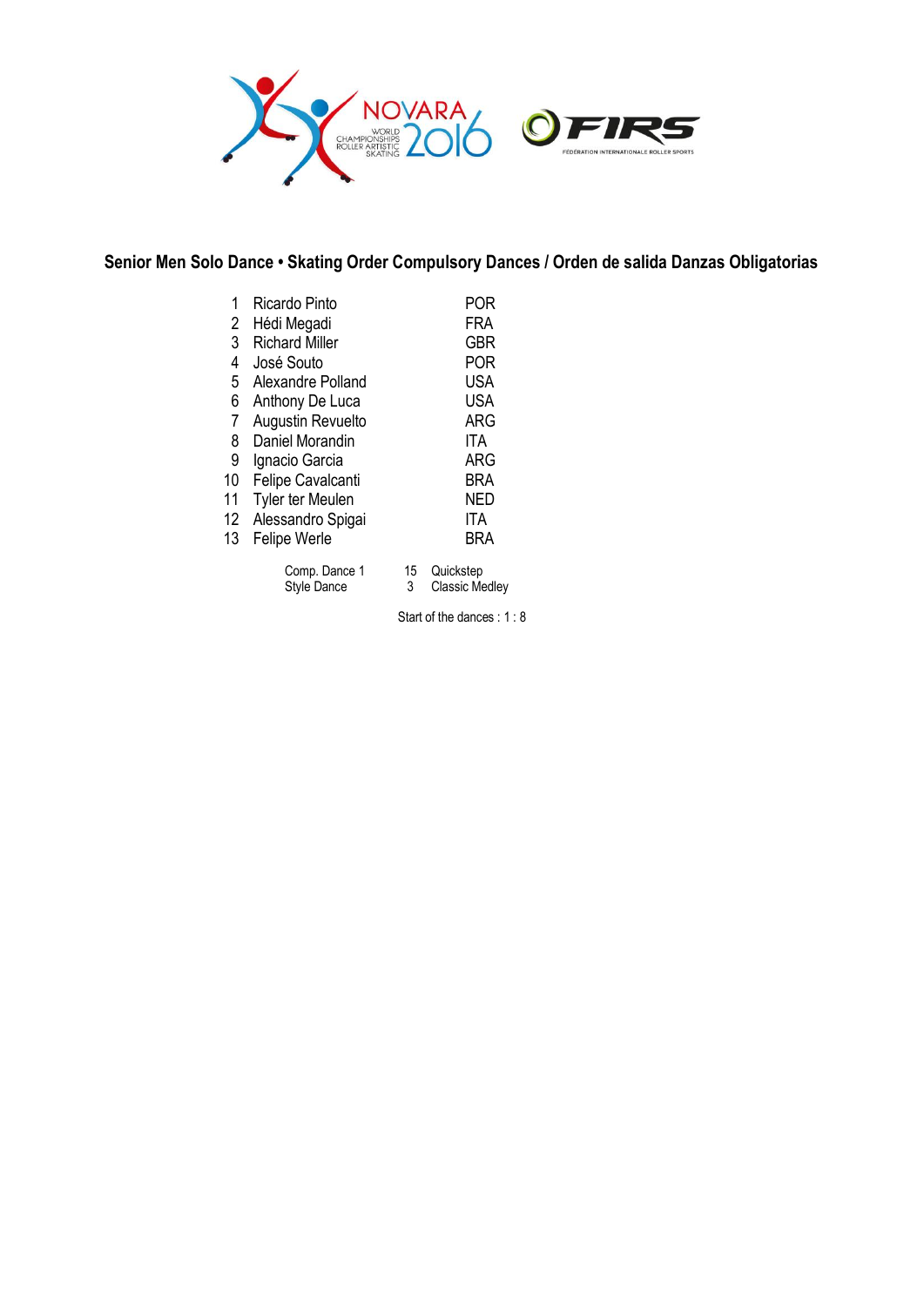## Senior Men Solo Dance • Skating Order Compulsory Dances / Orden de salida Danzas Obligatorias

| | | |
|---|---|---|
| 1 | Ricardo Pinto | POR |
| 2 | Hédi Megadi | FRA |
| 3 | Richard Miller | GBR |
| 4 | José Souto | POR |
| 5 | Alexandre Polland | USA |
| 6 | Anthony De Luca | USA |
| 7 | Augustin Revuelto | ARG |
| 8 | Daniel Morandin | ITA |
| 9 | Ignacio Garcia | ARG |
| 10 | Felipe Cavalcanti | BRA |
| 11 | Tyler ter Meulen | NED |
| 12 | Alessandro Spigai | ITA |
| 13 | Felipe Werle | BRA |

| | | |
|---|---|---|
| Comp. Dance 1 | 15 | Quickstep |
| Style Dance | 3 | Classic Medley |

Start of the dances : 1 : 8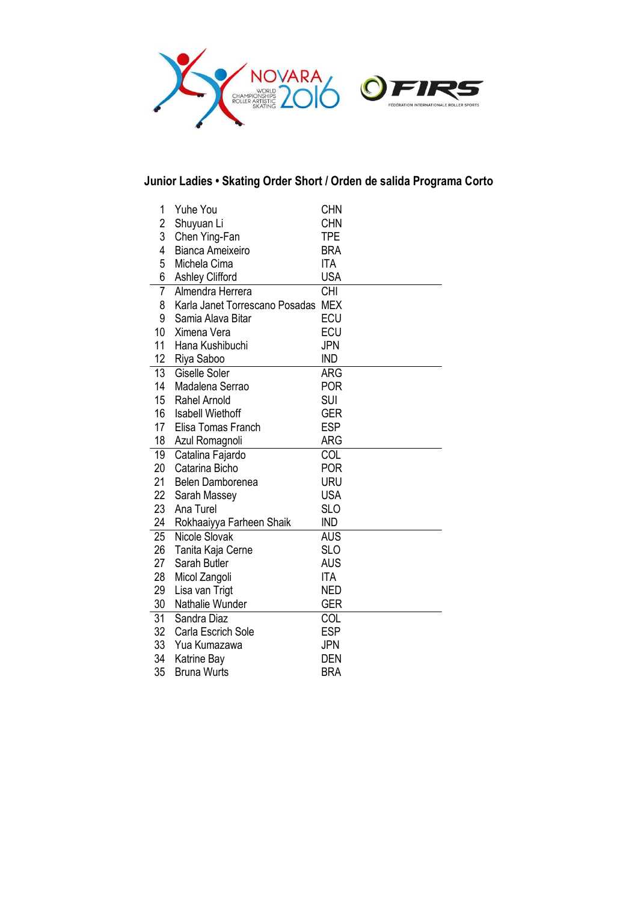## Junior Ladies • Skating Order Short / Orden de salida Programa Corto

| # | Name | Country |
|---|---|---|
| 1 | Yuhe You | CHN |
| 2 | Shuyuan Li | CHN |
| 3 | Chen Ying-Fan | TPE |
| 4 | Bianca Ameixeiro | BRA |
| 5 | Michela Cima | ITA |
| 6 | Ashley Clifford | USA |
| 7 | Almendra Herrera | CHI |
| 8 | Karla Janet Torrescano Posadas | MEX |
| 9 | Samia Alava Bitar | ECU |
| 10 | Ximena Vera | ECU |
| 11 | Hana Kushibuchi | JPN |
| 12 | Riya Saboo | IND |
| 13 | Giselle Soler | ARG |
| 14 | Madalena Serrao | POR |
| 15 | Rahel Arnold | SUI |
| 16 | Isabell Wiethoff | GER |
| 17 | Elisa Tomas Franch | ESP |
| 18 | Azul Romagnoli | ARG |
| 19 | Catalina Fajardo | COL |
| 20 | Catarina Bicho | POR |
| 21 | Belen Damborenea | URU |
| 22 | Sarah Massey | USA |
| 23 | Ana Turel | SLO |
| 24 | Rokhaaiyya Farheen Shaik | IND |
| 25 | Nicole Slovak | AUS |
| 26 | Tanita Kaja Cerne | SLO |
| 27 | Sarah Butler | AUS |
| 28 | Micol Zangoli | ITA |
| 29 | Lisa van Trigt | NED |
| 30 | Nathalie Wunder | GER |
| 31 | Sandra Diaz | COL |
| 32 | Carla Escrich Sole | ESP |
| 33 | Yua Kumazawa | JPN |
| 34 | Katrine Bay | DEN |
| 35 | Bruna Wurts | BRA |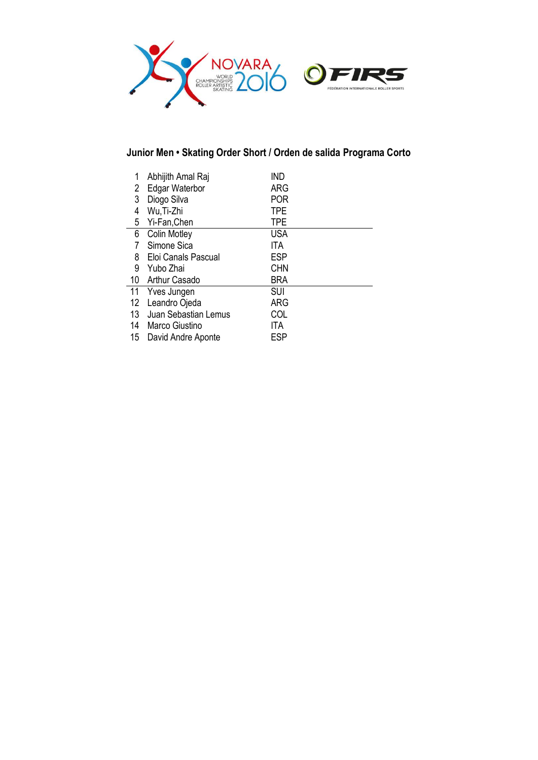## Junior Men • Skating Order Short / Orden de salida Programa Corto

| | | |
|---|---|---|
| 1 | Abhijith Amal Raj | IND |
| 2 | Edgar Waterbor | ARG |
| 3 | Diogo Silva | POR |
| 4 | Wu,Ti-Zhi | TPE |
| 5 | Yi-Fan,Chen | TPE |
| 6 | Colin Motley | USA |
| 7 | Simone Sica | ITA |
| 8 | Eloi Canals Pascual | ESP |
| 9 | Yubo Zhai | CHN |
| 10 | Arthur Casado | BRA |
| 11 | Yves Jungen | SUI |
| 12 | Leandro Ojeda | ARG |
| 13 | Juan Sebastian Lemus | COL |
| 14 | Marco Giustino | ITA |
| 15 | David Andre Aponte | ESP |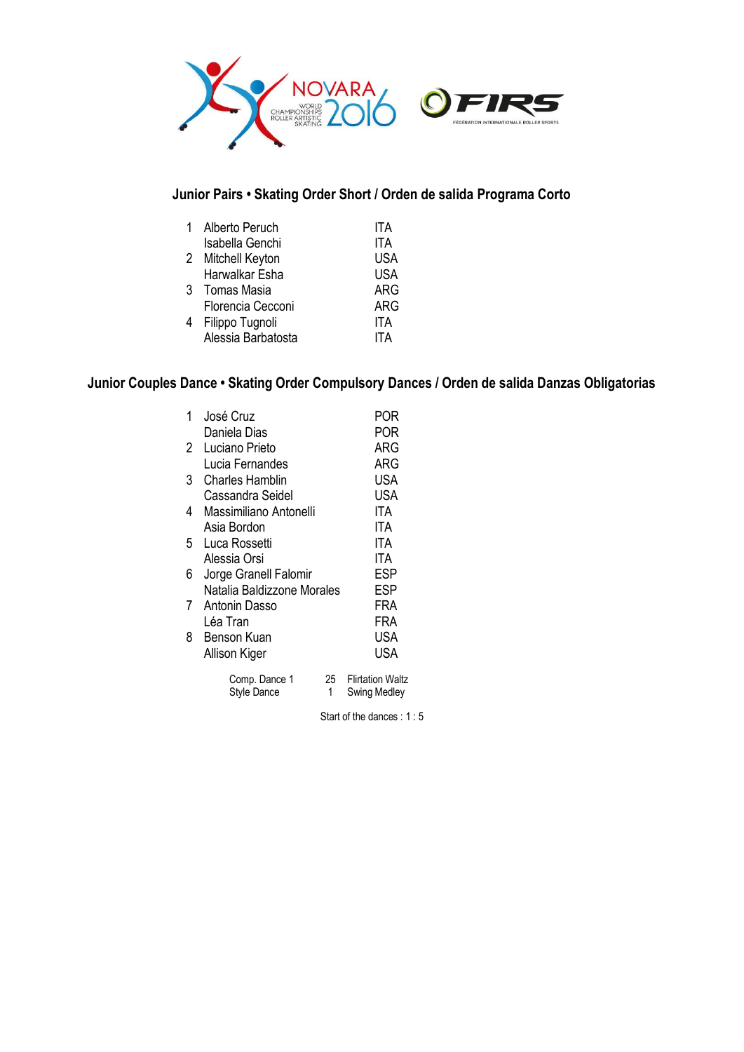## Junior Pairs • Skating Order Short / Orden de salida Programa Corto

| # | Name | Country |
|---|---|---|
| 1 | Alberto Peruch | ITA |
| | Isabella Genchi | ITA |
| 2 | Mitchell Keyton | USA |
| | Harwalkar Esha | USA |
| 3 | Tomas Masia | ARG |
| | Florencia Cecconi | ARG |
| 4 | Filippo Tugnoli | ITA |
| | Alessia Barbatosta | ITA |

## Junior Couples Dance • Skating Order Compulsory Dances / Orden de salida Danzas Obligatorias

| # | Name | Country |
|---|---|---|
| 1 | José Cruz | POR |
| | Daniela Dias | POR |
| 2 | Luciano Prieto | ARG |
| | Lucia Fernandes | ARG |
| 3 | Charles Hamblin | USA |
| | Cassandra Seidel | USA |
| 4 | Massimiliano Antonelli | ITA |
| | Asia Bordon | ITA |
| 5 | Luca Rossetti | ITA |
| | Alessia Orsi | ITA |
| 6 | Jorge Granell Falomir | ESP |
| | Natalia Baldizzone Morales | ESP |
| 7 | Antonin Dasso | FRA |
| | Léa Tran | FRA |
| 8 | Benson Kuan | USA |
| | Allison Kiger | USA |

| | | |
|---|---|---|
| Comp. Dance 1 | 25 | Flirtation Waltz |
| Style Dance | 1 | Swing Medley |

Start of the dances : 1 : 5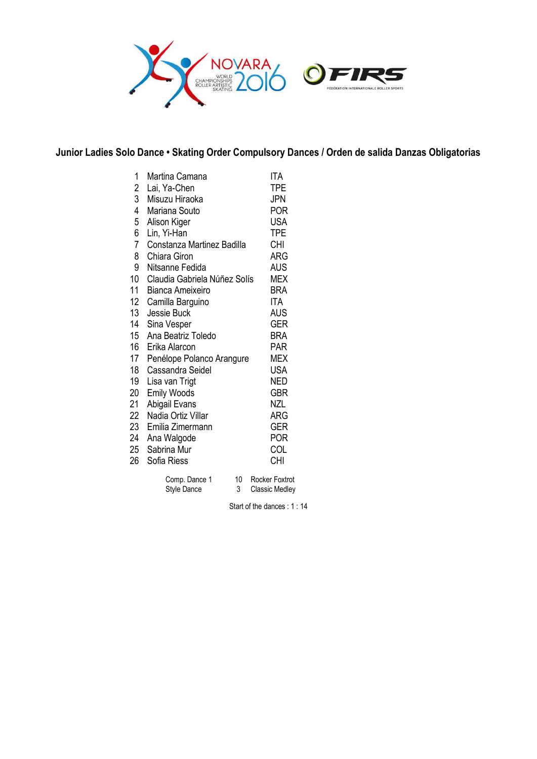## Junior Ladies Solo Dance • Skating Order Compulsory Dances / Orden de salida Danzas Obligatorias

| | | |
|---|---|---|
| 1 | Martina Camana | ITA |
| 2 | Lai, Ya-Chen | TPE |
| 3 | Misuzu Hiraoka | JPN |
| 4 | Mariana Souto | POR |
| 5 | Alison Kiger | USA |
| 6 | Lin, Yi-Han | TPE |
| 7 | Constanza Martinez Badilla | CHI |
| 8 | Chiara Giron | ARG |
| 9 | Nitsanne Fedida | AUS |
| 10 | Claudia Gabriela Núñez Solís | MEX |
| 11 | Bianca Ameixeiro | BRA |
| 12 | Camilla Barguino | ITA |
| 13 | Jessie Buck | AUS |
| 14 | Sina Vesper | GER |
| 15 | Ana Beatriz Toledo | BRA |
| 16 | Erika Alarcon | PAR |
| 17 | Penélope Polanco Arangure | MEX |
| 18 | Cassandra Seidel | USA |
| 19 | Lisa van Trigt | NED |
| 20 | Emily Woods | GBR |
| 21 | Abigail Evans | NZL |
| 22 | Nadia Ortiz Villar | ARG |
| 23 | Emilia Zimermann | GER |
| 24 | Ana Walgode | POR |
| 25 | Sabrina Mur | COL |
| 26 | Sofia Riess | CHI |

| | | |
|---|---|---|
| Comp. Dance 1 | 10 | Rocker Foxtrot |
| Style Dance | 3 | Classic Medley |

Start of the dances : 1 : 14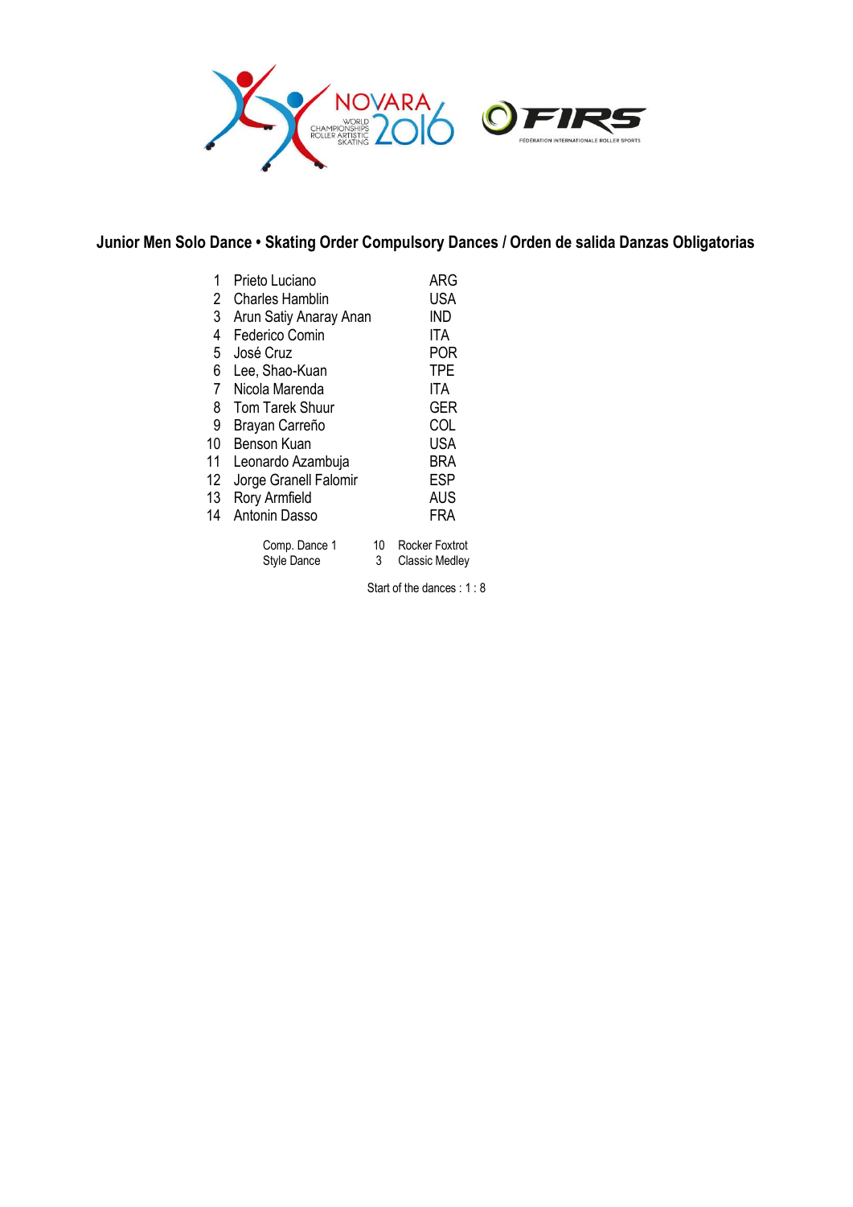NOVARA 2016 WORLD CHAMPIONSHIPS ROLLER ARTISTIC SKATING

FIRS FÉDÉRATION INTERNATIONALE ROLLER SPORTS

## Junior Men Solo Dance • Skating Order Compulsory Dances / Orden de salida Danzas Obligatorias

| | | |
|---|---|---|
| 1 | Prieto Luciano | ARG |
| 2 | Charles Hamblin | USA |
| 3 | Arun Satiy Anaray Anan | IND |
| 4 | Federico Comin | ITA |
| 5 | José Cruz | POR |
| 6 | Lee, Shao-Kuan | TPE |
| 7 | Nicola Marenda | ITA |
| 8 | Tom Tarek Shuur | GER |
| 9 | Brayan Carreño | COL |
| 10 | Benson Kuan | USA |
| 11 | Leonardo Azambuja | BRA |
| 12 | Jorge Granell Falomir | ESP |
| 13 | Rory Armfield | AUS |
| 14 | Antonin Dasso | FRA |

| | | |
|---|---|---|
| Comp. Dance 1 | 10 | Rocker Foxtrot |
| Style Dance | 3 | Classic Medley |

Start of the dances : 1 : 8